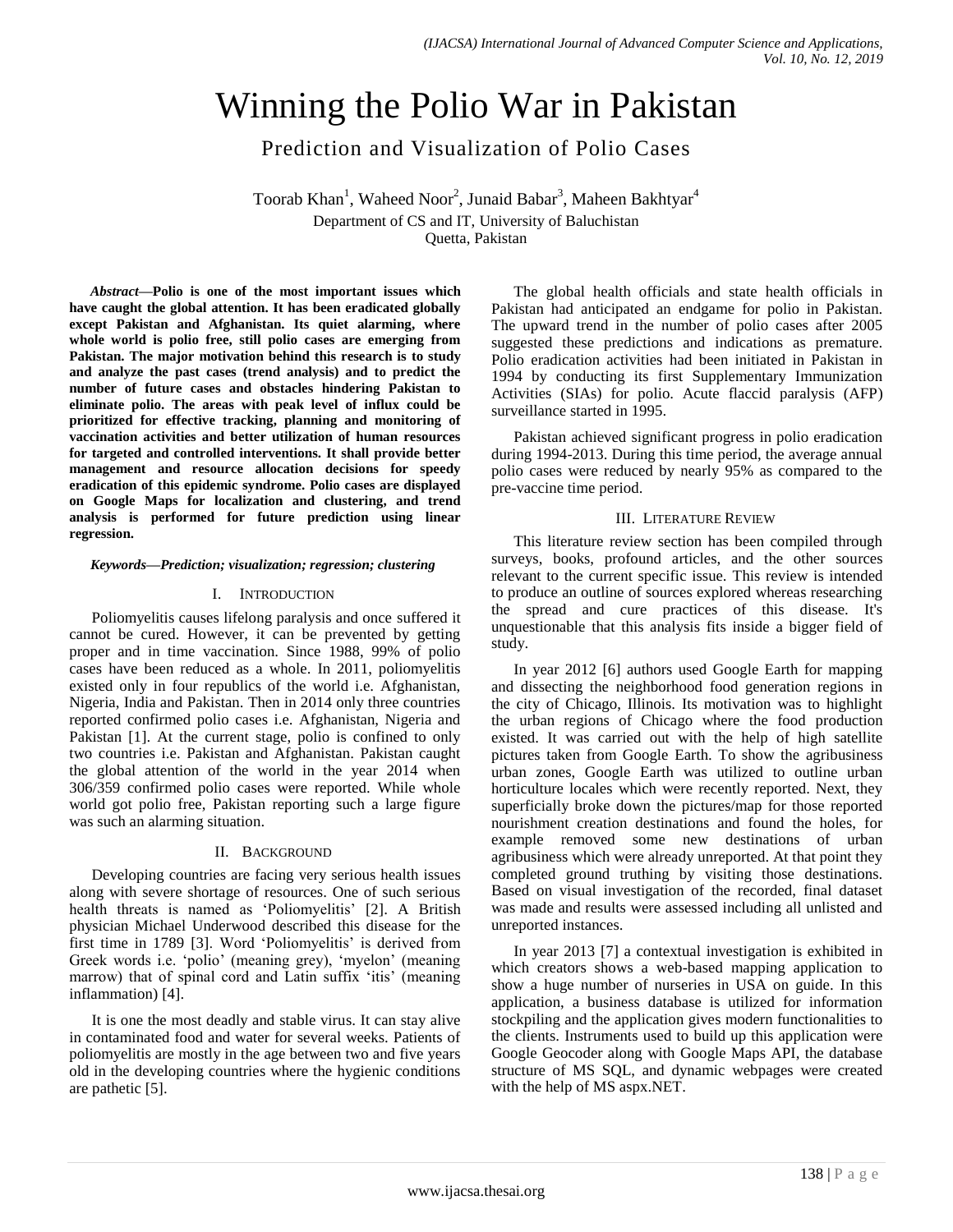# Winning the Polio War in Pakistan

## Prediction and Visualization of Polio Cases

Toorab Khan[1], Waheed Noor[2], Junaid Babar[3], Maheen Bakhtyar[4]

Department of CS and IT, University of Baluchistan
Quetta, Pakistan

***Abstract*—Polio is one of the most important issues which have caught the global attention. It has been eradicated globally except Pakistan and Afghanistan. Its quiet alarming, where whole world is polio free, still polio cases are emerging from Pakistan. The major motivation behind this research is to study and analyze the past cases (trend analysis) and to predict the number of future cases and obstacles hindering Pakistan to eliminate polio. The areas with peak level of influx could be prioritized for effective tracking, planning and monitoring of vaccination activities and better utilization of human resources for targeted and controlled interventions. It shall provide better management and resource allocation decisions for speedy eradication of this epidemic syndrome. Polio cases are displayed on Google Maps for localization and clustering, and trend analysis is performed for future prediction using linear regression.**

***Keywords—Prediction; visualization; regression; clustering***

## I. Introduction

Poliomyelitis causes lifelong paralysis and once suffered it cannot be cured. However, it can be prevented by getting proper and in time vaccination. Since 1988, 99% of polio cases have been reduced as a whole. In 2011, poliomyelitis existed only in four republics of the world i.e. Afghanistan, Nigeria, India and Pakistan. Then in 2014 only three countries reported confirmed polio cases i.e. Afghanistan, Nigeria and Pakistan [1]. At the current stage, polio is confined to only two countries i.e. Pakistan and Afghanistan. Pakistan caught the global attention of the world in the year 2014 when 306/359 confirmed polio cases were reported. While whole world got polio free, Pakistan reporting such a large figure was such an alarming situation.

## II. Background

Developing countries are facing very serious health issues along with severe shortage of resources. One of such serious health threats is named as 'Poliomyelitis' [2]. A British physician Michael Underwood described this disease for the first time in 1789 [3]. Word 'Poliomyelitis' is derived from Greek words i.e. 'polio' (meaning grey), 'myelon' (meaning marrow) that of spinal cord and Latin suffix 'itis' (meaning inflammation) [4].

It is one the most deadly and stable virus. It can stay alive in contaminated food and water for several weeks. Patients of poliomyelitis are mostly in the age between two and five years old in the developing countries where the hygienic conditions are pathetic [5].

The global health officials and state health officials in Pakistan had anticipated an endgame for polio in Pakistan. The upward trend in the number of polio cases after 2005 suggested these predictions and indications as premature. Polio eradication activities had been initiated in Pakistan in 1994 by conducting its first Supplementary Immunization Activities (SIAs) for polio. Acute flaccid paralysis (AFP) surveillance started in 1995.

Pakistan achieved significant progress in polio eradication during 1994-2013. During this time period, the average annual polio cases were reduced by nearly 95% as compared to the pre-vaccine time period.

## III. Literature Review

This literature review section has been compiled through surveys, books, profound articles, and the other sources relevant to the current specific issue. This review is intended to produce an outline of sources explored whereas researching the spread and cure practices of this disease. It's unquestionable that this analysis fits inside a bigger field of study.

In year 2012 [6] authors used Google Earth for mapping and dissecting the neighborhood food generation regions in the city of Chicago, Illinois. Its motivation was to highlight the urban regions of Chicago where the food production existed. It was carried out with the help of high satellite pictures taken from Google Earth. To show the agribusiness urban zones, Google Earth was utilized to outline urban horticulture locales which were recently reported. Next, they superficially broke down the pictures/map for those reported nourishment creation destinations and found the holes, for example removed some new destinations of urban agribusiness which were already unreported. At that point they completed ground truthing by visiting those destinations. Based on visual investigation of the recorded, final dataset was made and results were assessed including all unlisted and unreported instances.

In year 2013 [7] a contextual investigation is exhibited in which creators shows a web-based mapping application to show a huge number of nurseries in USA on guide. In this application, a business database is utilized for information stockpiling and the application gives modern functionalities to the clients. Instruments used to build up this application were Google Geocoder along with Google Maps API, the database structure of MS SQL, and dynamic webpages were created with the help of MS aspx.NET.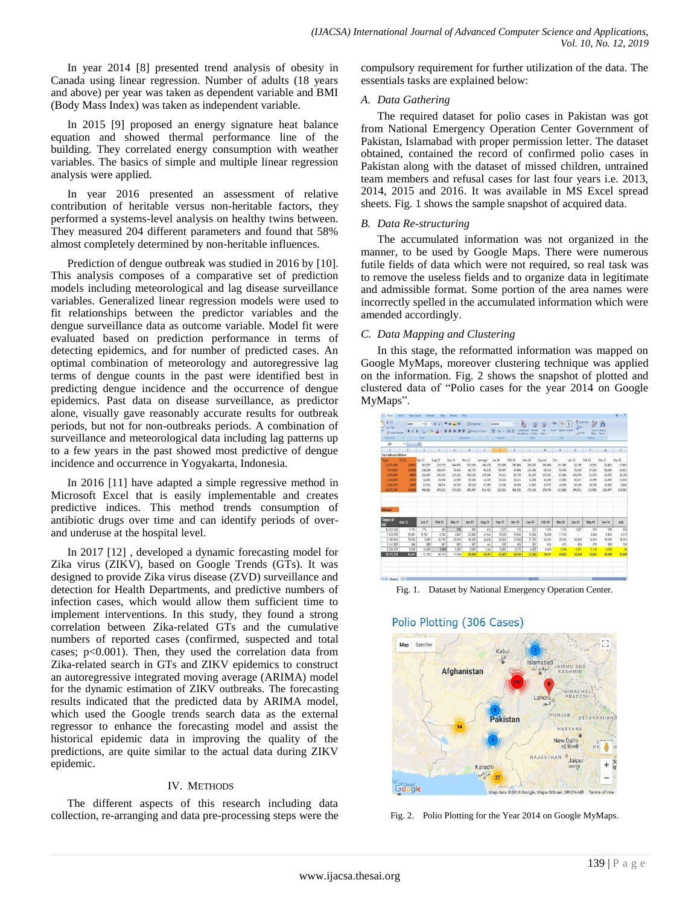In year 2014 [8] presented trend analysis of obesity in Canada using linear regression. Number of adults (18 years and above) per year was taken as dependent variable and BMI (Body Mass Index) was taken as independent variable.

In 2015 [9] proposed an energy signature heat balance equation and showed thermal performance line of the building. They correlated energy consumption with weather variables. The basics of simple and multiple linear regression analysis were applied.

In year 2016 presented an assessment of relative contribution of heritable versus non-heritable factors, they performed a systems-level analysis on healthy twins between. They measured 204 different parameters and found that 58% almost completely determined by non-heritable influences.

Prediction of dengue outbreak was studied in 2016 by [10]. This analysis composes of a comparative set of prediction models including meteorological and lag disease surveillance variables. Generalized linear regression models were used to fit relationships between the predictor variables and the dengue surveillance data as outcome variable. Model fit were evaluated based on prediction performance in terms of detecting epidemics, and for number of predicted cases. An optimal combination of meteorology and autoregressive lag terms of dengue counts in the past were identified best in predicting dengue incidence and the occurrence of dengue epidemics. Past data on disease surveillance, as predictor alone, visually gave reasonably accurate results for outbreak periods, but not for non-outbreaks periods. A combination of surveillance and meteorological data including lag patterns up to a few years in the past showed most predictive of dengue incidence and occurrence in Yogyakarta, Indonesia.

In 2016 [11] have adapted a simple regressive method in Microsoft Excel that is easily implementable and creates predictive indices. This method trends consumption of antibiotic drugs over time and can identify periods of over- and underuse at the hospital level.

In 2017 [12] , developed a dynamic forecasting model for Zika virus (ZIKV), based on Google Trends (GTs). It was designed to provide Zika virus disease (ZVD) surveillance and detection for Health Departments, and predictive numbers of infection cases, which would allow them sufficient time to implement interventions. In this study, they found a strong correlation between Zika-related GTs and the cumulative numbers of reported cases (confirmed, suspected and total cases; $p<0.001$). Then, they used the correlation data from Zika-related search in GTs and ZIKV epidemics to construct an autoregressive integrated moving average (ARIMA) model for the dynamic estimation of ZIKV outbreaks. The forecasting results indicated that the predicted data by ARIMA model, which used the Google trends search data as the external regressor to enhance the forecasting model and assist the historical epidemic data in improving the quality of the predictions, are quite similar to the actual data during ZIKV epidemic.

## IV. Methods

The different aspects of this research including data collection, re-arranging and data pre-processing steps were the compulsory requirement for further utilization of the data. The essentials tasks are explained below:

### A. *Data Gathering*

The required dataset for polio cases in Pakistan was got from National Emergency Operation Center Government of Pakistan, Islamabad with proper permission letter. The dataset obtained, contained the record of confirmed polio cases in Pakistan along with the dataset of missed children, untrained team members and refusal cases for last four years i.e. 2013, 2014, 2015 and 2016. It was available in MS Excel spread sheets. Fig. 1 shows the sample snapshot of acquired data.

### B. *Data Re-structuring*

The accumulated information was not organized in the manner, to be used by Google Maps. There were numerous futile fields of data which were not required, so real task was to remove the useless fields and to organize data in legitimate and admissible format. Some portion of the area names were incorrectly spelled in the accumulated information which were amended accordingly.

### C. *Data Mapping and Clustering*

In this stage, the reformatted information was mapped on Google MyMaps, moreover clustering technique was applied on the information. Fig. 2 shows the snapshot of plotted and clustered data of "Polio cases for the year 2014 on Google MyMaps".

Fig. 1. Dataset by National Emergency Operation Center.

Fig. 2. Polio Plotting for the Year 2014 on Google MyMaps.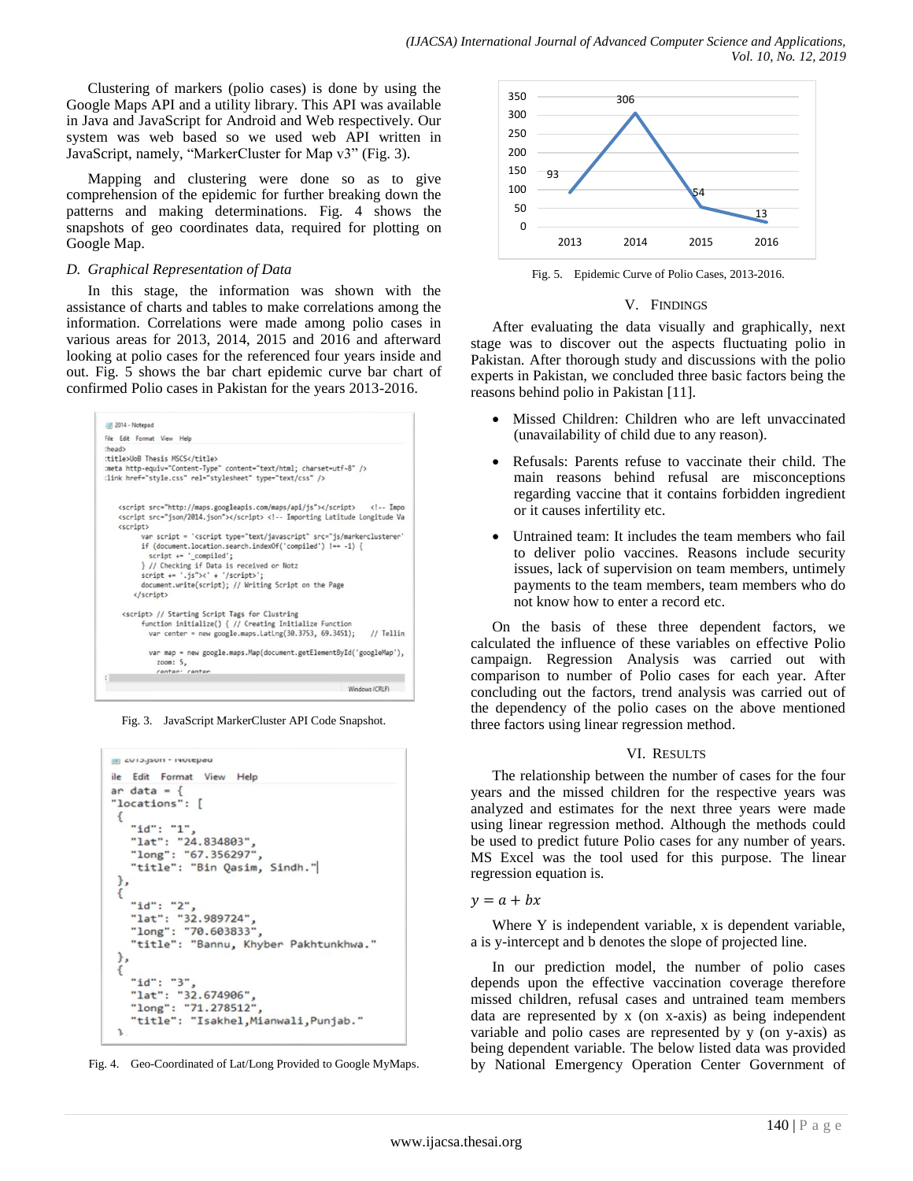Clustering of markers (polio cases) is done by using the Google Maps API and a utility library. This API was available in Java and JavaScript for Android and Web respectively. Our system was web based so we used web API written in JavaScript, namely, "MarkerCluster for Map v3" (Fig. 3).

Mapping and clustering were done so as to give comprehension of the epidemic for further breaking down the patterns and making determinations. Fig. 4 shows the snapshots of geo coordinates data, required for plotting on Google Map.

### D. Graphical Representation of Data

In this stage, the information was shown with the assistance of charts and tables to make correlations among the information. Correlations were made among polio cases in various areas for 2013, 2014, 2015 and 2016 and afterward looking at polio cases for the referenced four years inside and out. Fig. 5 shows the bar chart epidemic curve bar chart of confirmed Polio cases in Pakistan for the years 2013-2016.

```
2014 - Notepad
File  Edit  Format  View  Help
:head>
:title>UoB Thesis MSCS</title>
:meta http-equiv="Content-Type" content="text/html; charset=utf-8" />
:link href="style.css" rel="stylesheet" type="text/css" />

    <script src="http://maps.googleapis.com/maps/api/js"></script>    <!-- Impo
    <script src="json/2014.json"></script> <!-- Importing Latitude Longitude Va
    <script>
        var script = '<script type="text/javascript" src="js/markerclusterer'
        if (document.location.search.indexOf('compiled') !== -1) {
          script += '_compiled';
        } // Checking if Data is received or Notz
        script += '.js"><' + '/script>';
        document.write(script); // Writing Script on the Page
      </script>

    <script> // Starting Script Tags for Clustring
        function initialize() { // Creating Initialize Function
          var center = new google.maps.LatLng(30.3753, 69.3451);     // Tellin

          var map = new google.maps.Map(document.getElementById('googleMap'),
            zoom: 5,
            center: center
```

Fig. 3. JavaScript MarkerCluster API Code Snapshot.

```
2013.json - Notepad
ile  Edit  Format  View  Help
ar data = {
"locations": [
 {
   "id": "1",
   "lat": "24.834803",
   "long": "67.356297",
   "title": "Bin Qasim, Sindh."
 },
 {
   "id": "2",
   "lat": "32.989724",
   "long": "70.603833",
   "title": "Bannu, Khyber Pakhtunkhwa."
 },
 {
   "id": "3",
   "lat": "32.674906",
   "long": "71.278512",
   "title": "Isakhel,Mianwali,Punjab."
 }
```

Fig. 4. Geo-Coordinated of Lat/Long Provided to Google MyMaps.

| Year | Polio Cases |
|---|---|
| 2013 | 93 |
| 2014 | 306 |
| 2015 | 54 |
| 2016 | 13 |

Fig. 5. Epidemic Curve of Polio Cases, 2013-2016.

## V. Findings

After evaluating the data visually and graphically, next stage was to discover out the aspects fluctuating polio in Pakistan. After thorough study and discussions with the polio experts in Pakistan, we concluded three basic factors being the reasons behind polio in Pakistan [11].

- Missed Children: Children who are left unvaccinated (unavailability of child due to any reason).
- Refusals: Parents refuse to vaccinate their child. The main reasons behind refusal are misconceptions regarding vaccine that it contains forbidden ingredient or it causes infertility etc.
- Untrained team: It includes the team members who fail to deliver polio vaccines. Reasons include security issues, lack of supervision on team members, untimely payments to the team members, team members who do not know how to enter a record etc.

On the basis of these three dependent factors, we calculated the influence of these variables on effective Polio campaign. Regression Analysis was carried out with comparison to number of Polio cases for each year. After concluding out the factors, trend analysis was carried out of the dependency of the polio cases on the above mentioned three factors using linear regression method.

## VI. Results

The relationship between the number of cases for the four years and the missed children for the respective years was analyzed and estimates for the next three years were made using linear regression method. Although the methods could be used to predict future Polio cases for any number of years. MS Excel was the tool used for this purpose. The linear regression equation is.

$y = a + bx$

Where Y is independent variable, x is dependent variable, a is y-intercept and b denotes the slope of projected line.

In our prediction model, the number of polio cases depends upon the effective vaccination coverage therefore missed children, refusal cases and untrained team members data are represented by x (on x-axis) as being independent variable and polio cases are represented by y (on y-axis) as being dependent variable. The below listed data was provided by National Emergency Operation Center Government of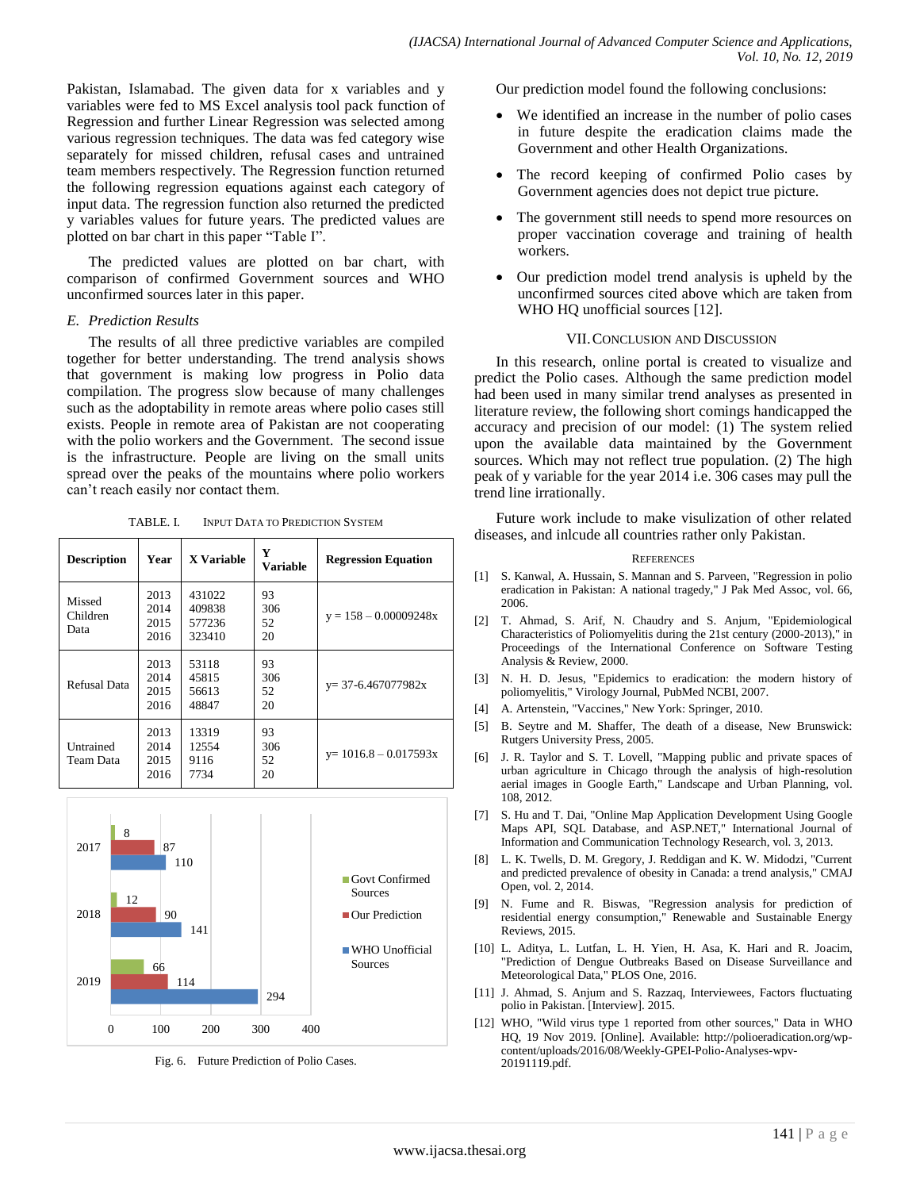Pakistan, Islamabad. The given data for x variables and y variables were fed to MS Excel analysis tool pack function of Regression and further Linear Regression was selected among various regression techniques. The data was fed category wise separately for missed children, refusal cases and untrained team members respectively. The Regression function returned the following regression equations against each category of input data. The regression function also returned the predicted y variables values for future years. The predicted values are plotted on bar chart in this paper "Table I".

The predicted values are plotted on bar chart, with comparison of confirmed Government sources and WHO unconfirmed sources later in this paper.

### *E. Prediction Results*

The results of all three predictive variables are compiled together for better understanding. The trend analysis shows that government is making low progress in Polio data compilation. The progress slow because of many challenges such as the adoptability in remote areas where polio cases still exists. People in remote area of Pakistan are not cooperating with the polio workers and the Government. The second issue is the infrastructure. People are living on the small units spread over the peaks of the mountains where polio workers can't reach easily nor contact them.

TABLE. I. INPUT DATA TO PREDICTION SYSTEM

| Description | Year | X Variable | Y Variable | Regression Equation |
|---|---|---|---|---|
| Missed Children Data | 2013<br>2014<br>2015<br>2016 | 431022<br>409838<br>577236<br>323410 | 93<br>306<br>52<br>20 | y = 158 – 0.00009248x |
| Refusal Data | 2013<br>2014<br>2015<br>2016 | 53118<br>45815<br>56613<br>48847 | 93<br>306<br>52<br>20 | y= 37-6.467077982x |
| Untrained Team Data | 2013<br>2014<br>2015<br>2016 | 13319<br>12554<br>9116<br>7734 | 93<br>306<br>52<br>20 | y= 1016.8 – 0.017593x |

2017
8
87
110
2018
12
90
141
2019
66
114
294
0
100
200
300
400
Govt Confirmed Sources
Our Prediction
WHO Unofficial Sources

Fig. 6. Future Prediction of Polio Cases.

Our prediction model found the following conclusions:

- We identified an increase in the number of polio cases in future despite the eradication claims made the Government and other Health Organizations.
- The record keeping of confirmed Polio cases by Government agencies does not depict true picture.
- The government still needs to spend more resources on proper vaccination coverage and training of health workers.
- Our prediction model trend analysis is upheld by the unconfirmed sources cited above which are taken from WHO HQ unofficial sources [12].

## VII. Conclusion and Discussion

In this research, online portal is created to visualize and predict the Polio cases. Although the same prediction model had been used in many similar trend analyses as presented in literature review, the following short comings handicapped the accuracy and precision of our model: (1) The system relied upon the available data maintained by the Government sources. Which may not reflect true population. (2) The high peak of y variable for the year 2014 i.e. 306 cases may pull the trend line irrationally.

Future work include to make visulization of other related diseases, and inlcude all countries rather only Pakistan.

## References

[1] S. Kanwal, A. Hussain, S. Mannan and S. Parveen, "Regression in polio eradication in Pakistan: A national tragedy," J Pak Med Assoc, vol. 66, 2006.

[2] T. Ahmad, S. Arif, N. Chaudry and S. Anjum, "Epidemiological Characteristics of Poliomyelitis during the 21st century (2000-2013)," in Proceedings of the International Conference on Software Testing Analysis & Review, 2000.

[3] N. H. D. Jesus, "Epidemics to eradication: the modern history of poliomyelitis," Virology Journal, PubMed NCBI, 2007.

[4] A. Artenstein, "Vaccines," New York: Springer, 2010.

[5] B. Seytre and M. Shaffer, The death of a disease, New Brunswick: Rutgers University Press, 2005.

[6] J. R. Taylor and S. T. Lovell, "Mapping public and private spaces of urban agriculture in Chicago through the analysis of high-resolution aerial images in Google Earth," Landscape and Urban Planning, vol. 108, 2012.

[7] S. Hu and T. Dai, "Online Map Application Development Using Google Maps API, SQL Database, and ASP.NET," International Journal of Information and Communication Technology Research, vol. 3, 2013.

[8] L. K. Twells, D. M. Gregory, J. Reddigan and K. W. Midodzi, "Current and predicted prevalence of obesity in Canada: a trend analysis," CMAJ Open, vol. 2, 2014.

[9] N. Fume and R. Biswas, "Regression analysis for prediction of residential energy consumption," Renewable and Sustainable Energy Reviews, 2015.

[10] L. H. Aditya, L. Lutfan, L. H. Yien, H. Asa, K. Hari and R. Joacim, "Prediction of Dengue Outbreaks Based on Disease Surveillance and Meteorological Data," PLOS One, 2016.

[11] J. Ahmad, S. Anjum and S. Razzaq, Interviewees, Factors fluctuating polio in Pakistan. [Interview]. 2015.

[12] WHO, "Wild virus type 1 reported from other sources," Data in WHO HQ, 19 Nov 2019. [Online]. Available: http://polioeradication.org/wp-content/uploads/2016/08/Weekly-GPEI-Polio-Analyses-wpv-20191119.pdf.